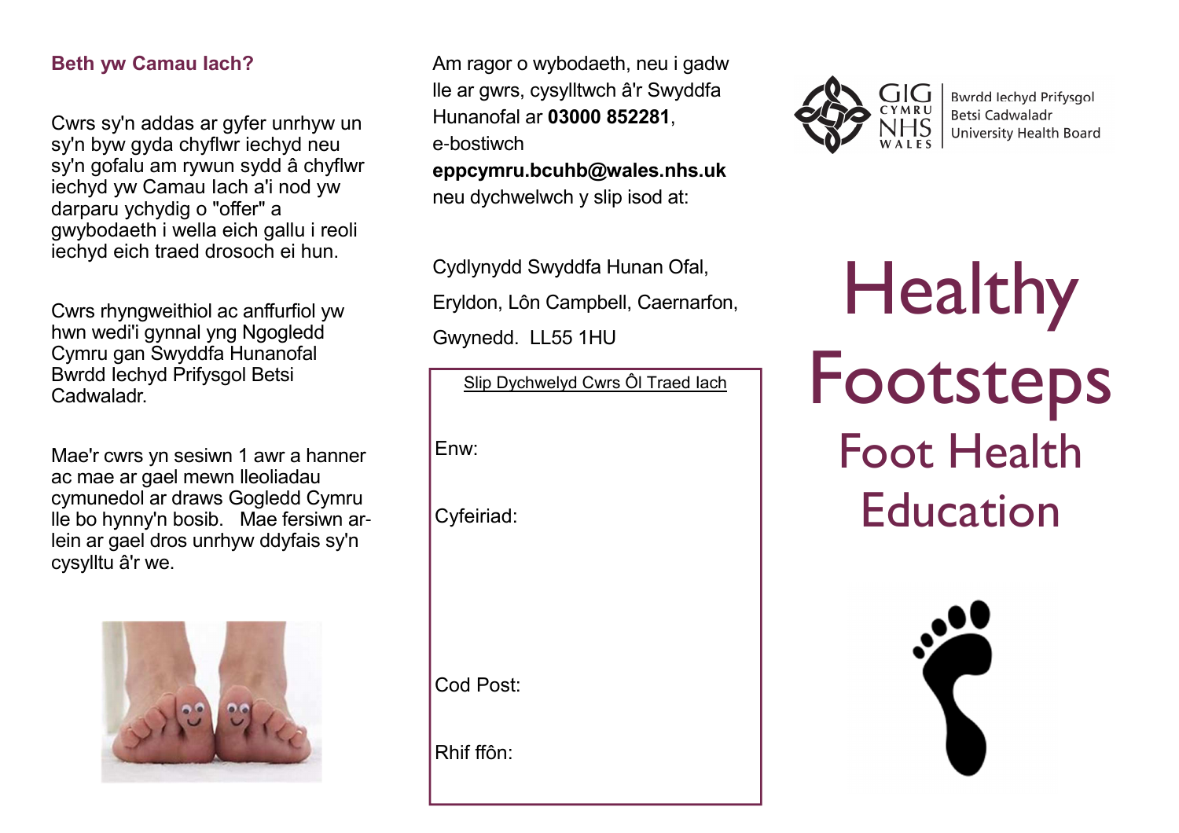## Beth yw Camau Iach?

Cwrs sy'n addas ar gyfer unrhyw un sy'n byw gyda chyflwr iechyd neu sy'n gofalu am rywun sydd â chyflwr iechyd yw Camau Iach a'i nod yw darparu ychydig o "offer" a gwybodaeth i wella eich gallu i reoli iechyd eich traed drosoch ei hun.

Cwrs rhyngweithiol ac anffurfiol yw hwn wedi'i gynnal yng Ngogledd Cymru gan Swyddfa Hunanofal Bwrdd Iechyd Prifysgol Betsi Cadwaladr.

Mae'r cwrs yn sesiwn 1 awr a hanner ac mae ar gael mewn lleoliadau cymunedol ar draws Gogledd Cymru lle bo hynny'n bosib. Mae fersiwn ar-lein ar gael dros unrhyw ddyfais sy'n cysylltu â'r we.

Am ragor o wybodaeth, neu i gadw lle ar gwrs, cysylltwch â'r Swyddfa Hunanofal ar **03000 852281**, e-bostiwch **eppcymru.bcuhb@wales.nhs.uk** neu dychwelwch y slip isod at:

Cydlynydd Swyddfa Hunan Ofal,
Eryldon, Lôn Campbell, Caernarfon,
Gwynedd. LL55 1HU

Slip Dychwelyd Cwrs Ôl Traed Iach

Enw:

Cyfeiriad:

Cod Post:

Rhif ffôn:

GIG CYMRU NHS WALES | Bwrdd Iechyd Prifysgol Betsi Cadwaladr University Health Board

# Healthy Footsteps

## Foot Health Education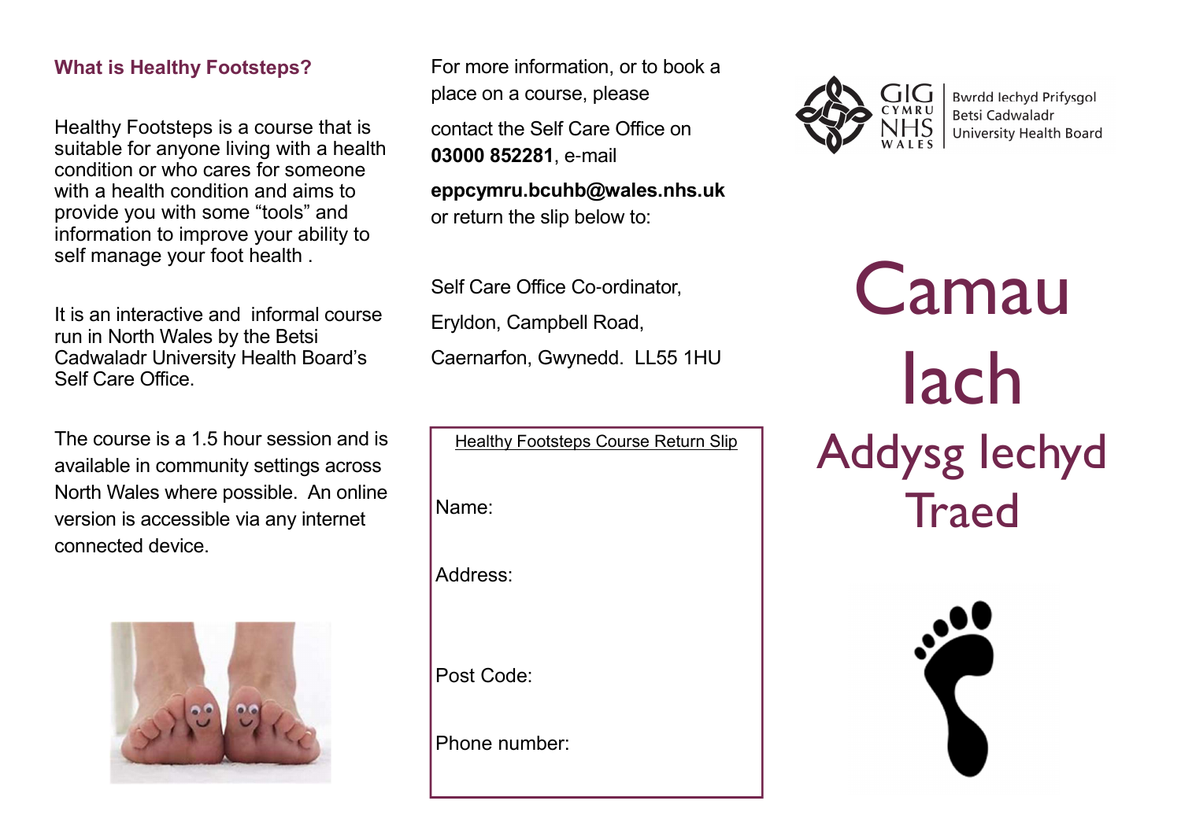## What is Healthy Footsteps?

Healthy Footsteps is a course that is suitable for anyone living with a health condition or who cares for someone with a health condition and aims to provide you with some "tools" and information to improve your ability to self manage your foot health .

It is an interactive and informal course run in North Wales by the Betsi Cadwaladr University Health Board's Self Care Office.

The course is a 1.5 hour session and is available in community settings across North Wales where possible. An online version is accessible via any internet connected device.

For more information, or to book a place on a course, please

contact the Self Care Office on **03000 852281**, e-mail

**eppcymru.bcuhb@wales.nhs.uk** or return the slip below to:

Self Care Office Co-ordinator,

Eryldon, Campbell Road,

Caernarfon, Gwynedd. LL55 1HU

Healthy Footsteps Course Return Slip

Name:

Address:

Post Code:

Phone number:

GIG CYMRU NHS WALES

Bwrdd Iechyd Prifysgol Betsi Cadwaladr University Health Board

# Camau Iach

## Addysg Iechyd Traed